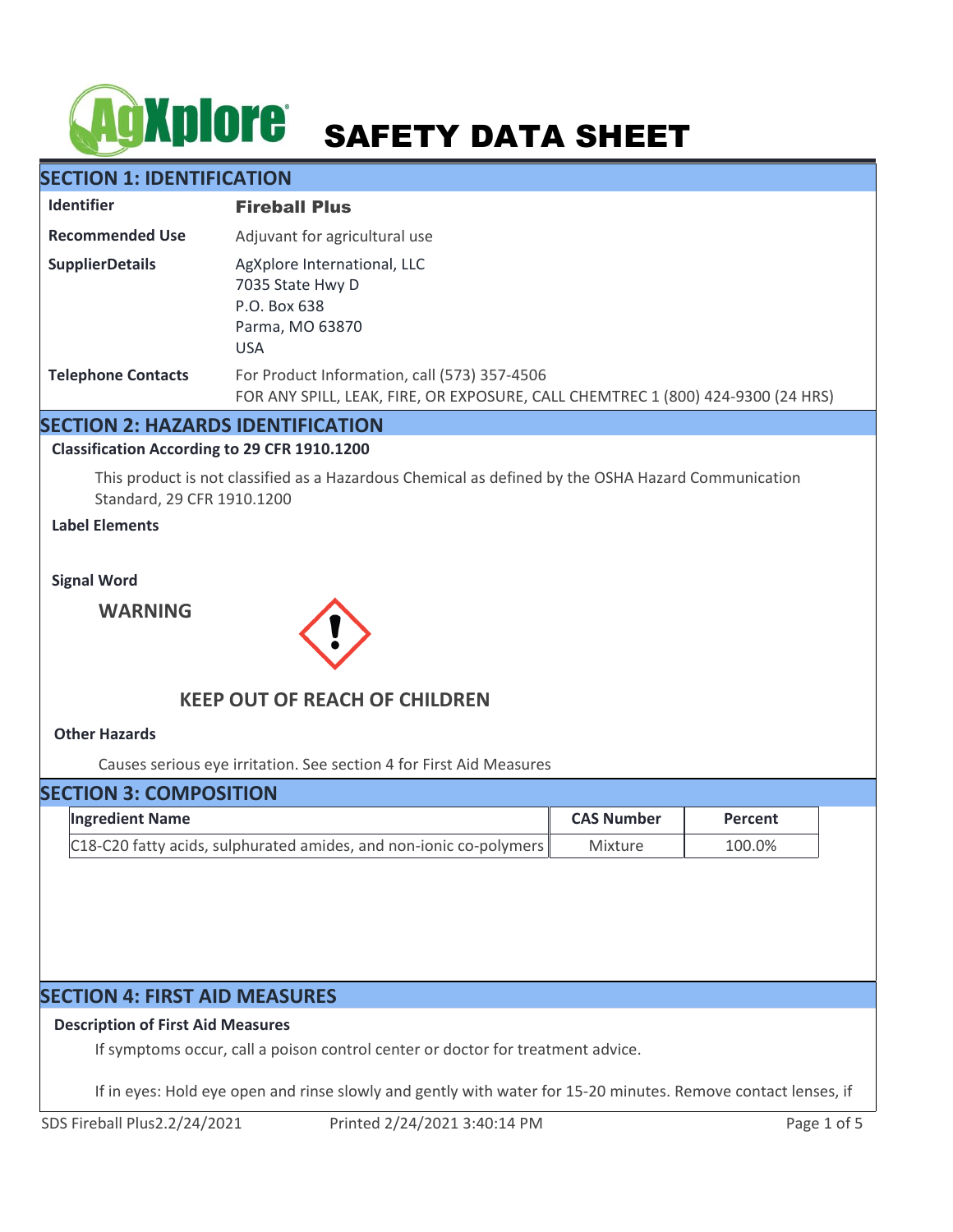# AgXplore SAFETY DATA SHEET

## SECTION 1: IDENTIFICATION

| | |
|---|---|
| **Identifier** | **Fireball Plus** |
| **Recommended Use** | Adjuvant for agricultural use |
| **SupplierDetails** | AgXplore International, LLC<br>7035 State Hwy D<br>P.O. Box 638<br>Parma, MO 63870<br>USA |
| **Telephone Contacts** | For Product Information, call (573) 357-4506<br>FOR ANY SPILL, LEAK, FIRE, OR EXPOSURE, CALL CHEMTREC 1 (800) 424-9300 (24 HRS) |

## SECTION 2: HAZARDS IDENTIFICATION

**Classification According to 29 CFR 1910.1200**

This product is not classified as a Hazardous Chemical as defined by the OSHA Hazard Communication Standard, 29 CFR 1910.1200

**Label Elements**

**Signal Word**

**WARNING**

**KEEP OUT OF REACH OF CHILDREN**

**Other Hazards**

Causes serious eye irritation. See section 4 for First Aid Measures

## SECTION 3: COMPOSITION

| Ingredient Name | CAS Number | Percent |
|---|---|---|
| C18-C20 fatty acids, sulphurated amides, and non-ionic co-polymers | Mixture | 100.0% |

## SECTION 4: FIRST AID MEASURES

**Description of First Aid Measures**

If symptoms occur, call a poison control center or doctor for treatment advice.

If in eyes: Hold eye open and rinse slowly and gently with water for 15-20 minutes. Remove contact lenses, if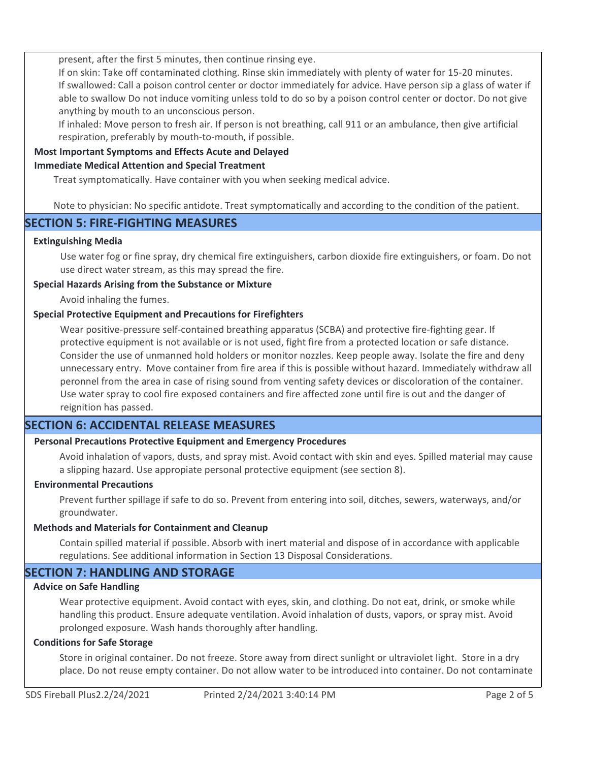present, after the first 5 minutes, then continue rinsing eye.

If on skin: Take off contaminated clothing. Rinse skin immediately with plenty of water for 15-20 minutes.

If swallowed: Call a poison control center or doctor immediately for advice. Have person sip a glass of water if able to swallow Do not induce vomiting unless told to do so by a poison control center or doctor. Do not give anything by mouth to an unconscious person.

If inhaled: Move person to fresh air. If person is not breathing, call 911 or an ambulance, then give artificial respiration, preferably by mouth-to-mouth, if possible.

**Most Important Symptoms and Effects Acute and Delayed**

**Immediate Medical Attention and Special Treatment**

Treat symptomatically. Have container with you when seeking medical advice.

Note to physician: No specific antidote. Treat symptomatically and according to the condition of the patient.

## SECTION 5: FIRE-FIGHTING MEASURES

**Extinguishing Media**

Use water fog or fine spray, dry chemical fire extinguishers, carbon dioxide fire extinguishers, or foam. Do not use direct water stream, as this may spread the fire.

**Special Hazards Arising from the Substance or Mixture**

Avoid inhaling the fumes.

**Special Protective Equipment and Precautions for Firefighters**

Wear positive-pressure self-contained breathing apparatus (SCBA) and protective fire-fighting gear. If protective equipment is not available or is not used, fight fire from a protected location or safe distance. Consider the use of unmanned hold holders or monitor nozzles. Keep people away. Isolate the fire and deny unnecessary entry. Move container from fire area if this is possible without hazard. Immediately withdraw all peronnel from the area in case of rising sound from venting safety devices or discoloration of the container. Use water spray to cool fire exposed containers and fire affected zone until fire is out and the danger of reignition has passed.

## SECTION 6: ACCIDENTAL RELEASE MEASURES

**Personal Precautions Protective Equipment and Emergency Procedures**

Avoid inhalation of vapors, dusts, and spray mist. Avoid contact with skin and eyes. Spilled material may cause a slipping hazard. Use appopiate personal protective equipment (see section 8).

**Environmental Precautions**

Prevent further spillage if safe to do so. Prevent from entering into soil, ditches, sewers, waterways, and/or groundwater.

**Methods and Materials for Containment and Cleanup**

Contain spilled material if possible. Absorb with inert material and dispose of in accordance with applicable regulations. See additional information in Section 13 Disposal Considerations.

## SECTION 7: HANDLING AND STORAGE

**Advice on Safe Handling**

Wear protective equipment. Avoid contact with eyes, skin, and clothing. Do not eat, drink, or smoke while handling this product. Ensure adequate ventilation. Avoid inhalation of dusts, vapors, or spray mist. Avoid prolonged exposure. Wash hands thoroughly after handling.

**Conditions for Safe Storage**

Store in original container. Do not freeze. Store away from direct sunlight or ultraviolet light. Store in a dry place. Do not reuse empty container. Do not allow water to be introduced into container. Do not contaminate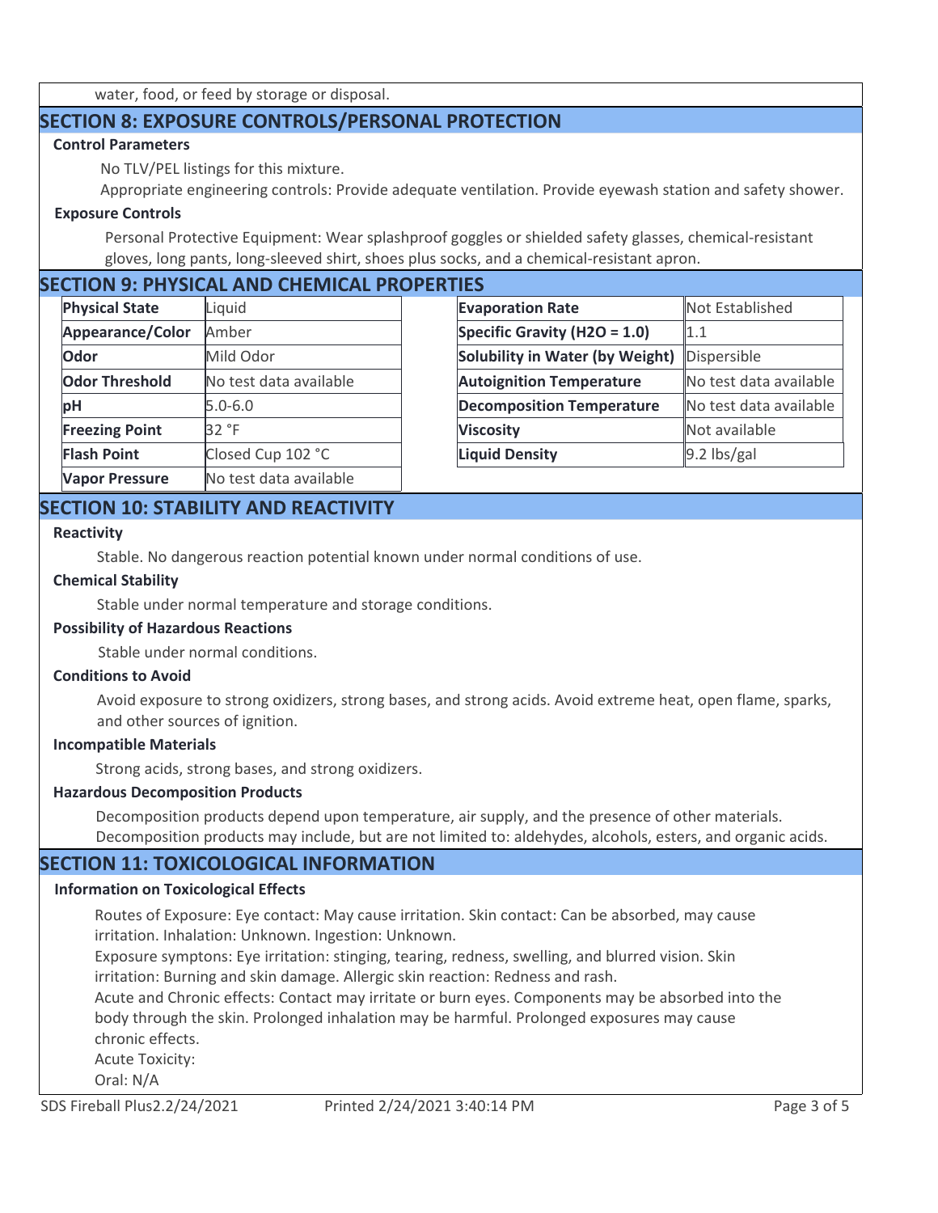water, food, or feed by storage or disposal.

## SECTION 8: EXPOSURE CONTROLS/PERSONAL PROTECTION

### Control Parameters

No TLV/PEL listings for this mixture.

Appropriate engineering controls: Provide adequate ventilation. Provide eyewash station and safety shower.

### Exposure Controls

Personal Protective Equipment: Wear splashproof goggles or shielded safety glasses, chemical-resistant gloves, long pants, long-sleeved shirt, shoes plus socks, and a chemical-resistant apron.

## SECTION 9: PHYSICAL AND CHEMICAL PROPERTIES

| Property | Value |
|---|---|
| **Physical State** | Liquid |
| **Appearance/Color** | Amber |
| **Odor** | Mild Odor |
| **Odor Threshold** | No test data available |
| **pH** | 5.0-6.0 |
| **Freezing Point** | 32 °F |
| **Flash Point** | Closed Cup 102 °C |
| **Vapor Pressure** | No test data available |

| Property | Value |
|---|---|
| **Evaporation Rate** | Not Established |
| **Specific Gravity ($H_2O$ = 1.0)** | 1.1 |
| **Solubility in Water (by Weight)** | Dispersible |
| **Autoignition Temperature** | No test data available |
| **Decomposition Temperature** | No test data available |
| **Viscosity** | Not available |
| **Liquid Density** | 9.2 lbs/gal |

## SECTION 10: STABILITY AND REACTIVITY

### Reactivity

Stable. No dangerous reaction potential known under normal conditions of use.

### Chemical Stability

Stable under normal temperature and storage conditions.

### Possibility of Hazardous Reactions

Stable under normal conditions.

### Conditions to Avoid

Avoid exposure to strong oxidizers, strong bases, and strong acids. Avoid extreme heat, open flame, sparks, and other sources of ignition.

### Incompatible Materials

Strong acids, strong bases, and strong oxidizers.

### Hazardous Decomposition Products

Decomposition products depend upon temperature, air supply, and the presence of other materials. Decomposition products may include, but are not limited to: aldehydes, alcohols, esters, and organic acids.

## SECTION 11: TOXICOLOGICAL INFORMATION

### Information on Toxicological Effects

Routes of Exposure: Eye contact: May cause irritation. Skin contact: Can be absorbed, may cause irritation. Inhalation: Unknown. Ingestion: Unknown.

Exposure symptons: Eye irritation: stinging, tearing, redness, swelling, and blurred vision. Skin irritation: Burning and skin damage. Allergic skin reaction: Redness and rash.

Acute and Chronic effects: Contact may irritate or burn eyes. Components may be absorbed into the body through the skin. Prolonged inhalation may be harmful. Prolonged exposures may cause chronic effects.

Acute Toxicity:

Oral: N/A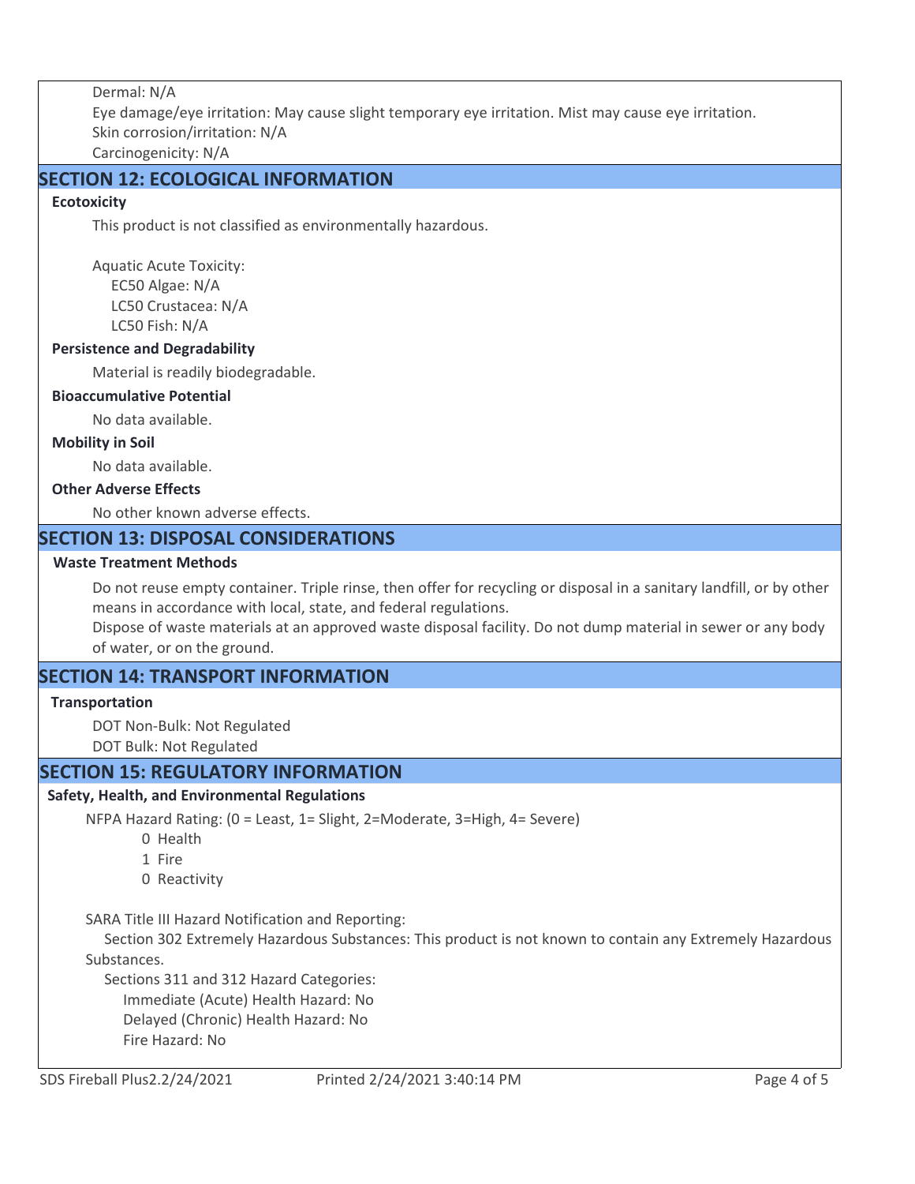Dermal: N/A

Eye damage/eye irritation: May cause slight temporary eye irritation. Mist may cause eye irritation.

Skin corrosion/irritation: N/A

Carcinogenicity: N/A

## SECTION 12: ECOLOGICAL INFORMATION

### Ecotoxicity

This product is not classified as environmentally hazardous.

Aquatic Acute Toxicity:
- EC50 Algae: N/A
- LC50 Crustacea: N/A
- LC50 Fish: N/A

### Persistence and Degradability

Material is readily biodegradable.

### Bioaccumulative Potential

No data available.

### Mobility in Soil

No data available.

### Other Adverse Effects

No other known adverse effects.

## SECTION 13: DISPOSAL CONSIDERATIONS

### Waste Treatment Methods

Do not reuse empty container. Triple rinse, then offer for recycling or disposal in a sanitary landfill, or by other means in accordance with local, state, and federal regulations.

Dispose of waste materials at an approved waste disposal facility. Do not dump material in sewer or any body of water, or on the ground.

## SECTION 14: TRANSPORT INFORMATION

### Transportation

DOT Non-Bulk: Not Regulated

DOT Bulk: Not Regulated

## SECTION 15: REGULATORY INFORMATION

### Safety, Health, and Environmental Regulations

NFPA Hazard Rating: (0 = Least, 1= Slight, 2=Moderate, 3=High, 4= Severe)
- 0 Health
- 1 Fire
- 0 Reactivity

SARA Title III Hazard Notification and Reporting:

Section 302 Extremely Hazardous Substances: This product is not known to contain any Extremely Hazardous Substances.

Sections 311 and 312 Hazard Categories:
- Immediate (Acute) Health Hazard: No
- Delayed (Chronic) Health Hazard: No
- Fire Hazard: No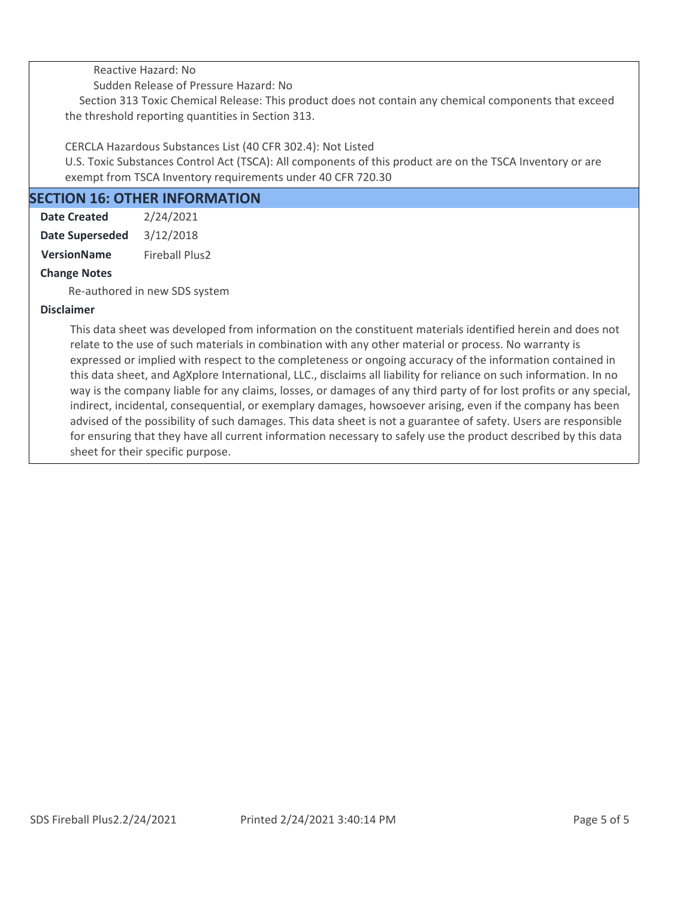Reactive Hazard: No

Sudden Release of Pressure Hazard: No

Section 313 Toxic Chemical Release: This product does not contain any chemical components that exceed the threshold reporting quantities in Section 313.

CERCLA Hazardous Substances List (40 CFR 302.4): Not Listed

U.S. Toxic Substances Control Act (TSCA): All components of this product are on the TSCA Inventory or are exempt from TSCA Inventory requirements under 40 CFR 720.30

## SECTION 16: OTHER INFORMATION

| | |
|---|---|
| **Date Created** | 2/24/2021 |
| **Date Superseded** | 3/12/2018 |
| **VersionName** | Fireball Plus2 |

**Change Notes**

Re-authored in new SDS system

**Disclaimer**

This data sheet was developed from information on the constituent materials identified herein and does not relate to the use of such materials in combination with any other material or process. No warranty is expressed or implied with respect to the completeness or ongoing accuracy of the information contained in this data sheet, and AgXplore International, LLC., disclaims all liability for reliance on such information. In no way is the company liable for any claims, losses, or damages of any third party of for lost profits or any special, indirect, incidental, consequential, or exemplary damages, howsoever arising, even if the company has been advised of the possibility of such damages. This data sheet is not a guarantee of safety. Users are responsible for ensuring that they have all current information necessary to safely use the product described by this data sheet for their specific purpose.